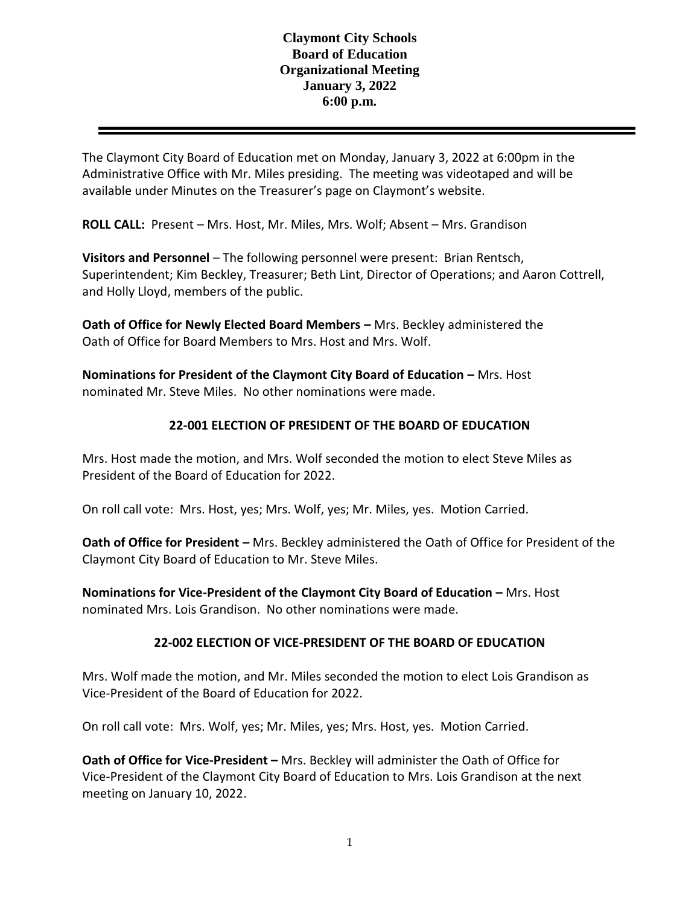# Claymont City Schools
## Board of Education
## Organizational Meeting
## January 3, 2022
## 6:00 p.m.

---

The Claymont City Board of Education met on Monday, January 3, 2022 at 6:00pm in the Administrative Office with Mr. Miles presiding. The meeting was videotaped and will be available under Minutes on the Treasurer's page on Claymont's website.

**ROLL CALL:** Present – Mrs. Host, Mr. Miles, Mrs. Wolf; Absent – Mrs. Grandison

**Visitors and Personnel** – The following personnel were present: Brian Rentsch, Superintendent; Kim Beckley, Treasurer; Beth Lint, Director of Operations; and Aaron Cottrell, and Holly Lloyd, members of the public.

**Oath of Office for Newly Elected Board Members –** Mrs. Beckley administered the Oath of Office for Board Members to Mrs. Host and Mrs. Wolf.

**Nominations for President of the Claymont City Board of Education –** Mrs. Host nominated Mr. Steve Miles. No other nominations were made.

**22-001 ELECTION OF PRESIDENT OF THE BOARD OF EDUCATION**

Mrs. Host made the motion, and Mrs. Wolf seconded the motion to elect Steve Miles as President of the Board of Education for 2022.

On roll call vote: Mrs. Host, yes; Mrs. Wolf, yes; Mr. Miles, yes. Motion Carried.

**Oath of Office for President –** Mrs. Beckley administered the Oath of Office for President of the Claymont City Board of Education to Mr. Steve Miles.

**Nominations for Vice-President of the Claymont City Board of Education –** Mrs. Host nominated Mrs. Lois Grandison. No other nominations were made.

**22-002 ELECTION OF VICE-PRESIDENT OF THE BOARD OF EDUCATION**

Mrs. Wolf made the motion, and Mr. Miles seconded the motion to elect Lois Grandison as Vice-President of the Board of Education for 2022.

On roll call vote: Mrs. Wolf, yes; Mr. Miles, yes; Mrs. Host, yes. Motion Carried.

**Oath of Office for Vice-President –** Mrs. Beckley will administer the Oath of Office for Vice-President of the Claymont City Board of Education to Mrs. Lois Grandison at the next meeting on January 10, 2022.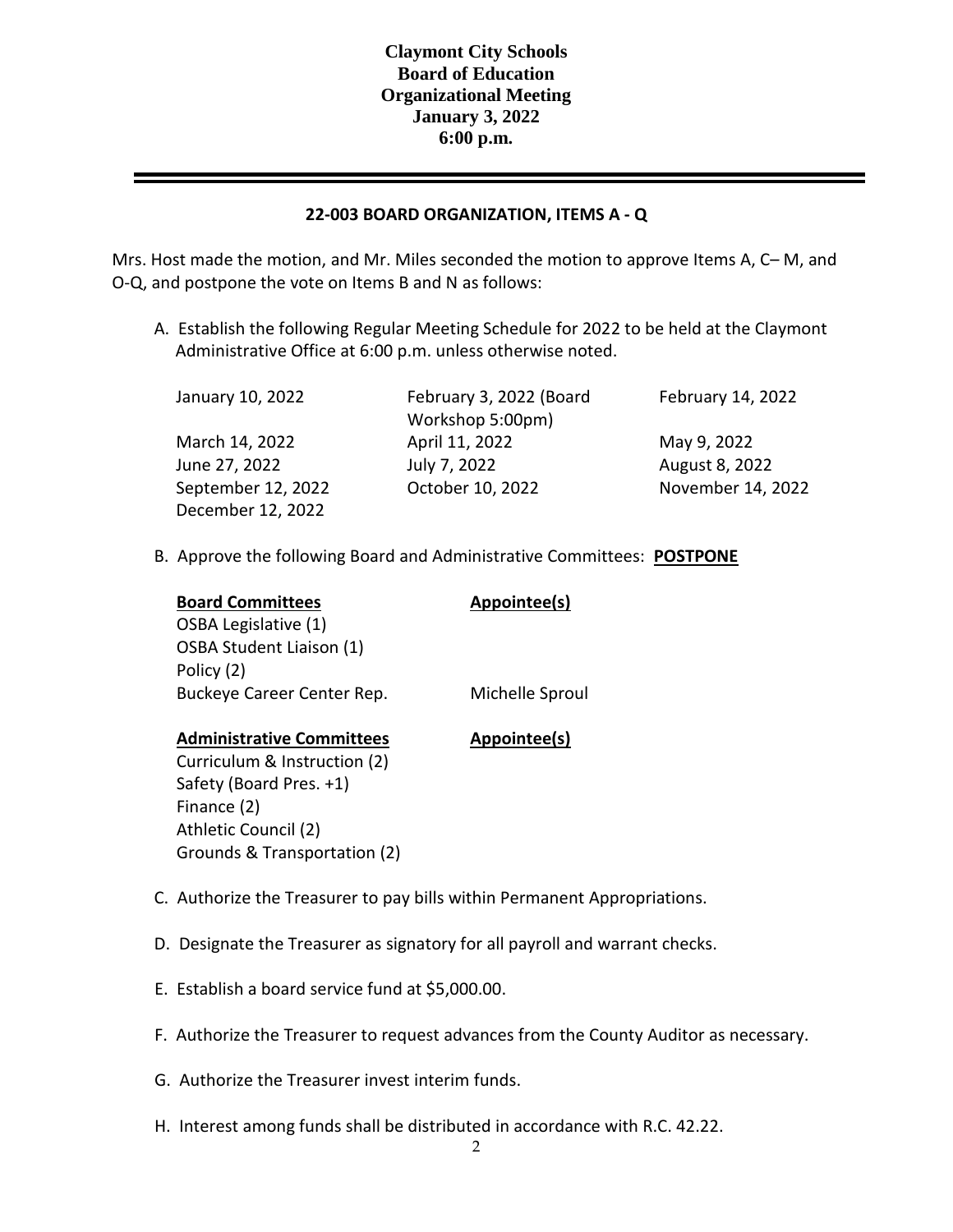**Claymont City Schools**
**Board of Education**
**Organizational Meeting**
**January 3, 2022**
**6:00 p.m.**

---

## 22-003 BOARD ORGANIZATION, ITEMS A - Q

Mrs. Host made the motion, and Mr. Miles seconded the motion to approve Items A, C– M, and O-Q, and postpone the vote on Items B and N as follows:

A. Establish the following Regular Meeting Schedule for 2022 to be held at the Claymont Administrative Office at 6:00 p.m. unless otherwise noted.

| | | |
|---|---|---|
| January 10, 2022 | February 3, 2022 (Board Workshop 5:00pm) | February 14, 2022 |
| March 14, 2022 | April 11, 2022 | May 9, 2022 |
| June 27, 2022 | July 7, 2022 | August 8, 2022 |
| September 12, 2022 | October 10, 2022 | November 14, 2022 |
| December 12, 2022 | | |

B. Approve the following Board and Administrative Committees: **POSTPONE**

| **Board Committees** | **Appointee(s)** |
|---|---|
| OSBA Legislative (1) | |
| OSBA Student Liaison (1) | |
| Policy (2) | |
| Buckeye Career Center Rep. | Michelle Sproul |

| **Administrative Committees** | **Appointee(s)** |
|---|---|
| Curriculum & Instruction (2) | |
| Safety (Board Pres. +1) | |
| Finance (2) | |
| Athletic Council (2) | |
| Grounds & Transportation (2) | |

C. Authorize the Treasurer to pay bills within Permanent Appropriations.

D. Designate the Treasurer as signatory for all payroll and warrant checks.

E. Establish a board service fund at $5,000.00.

F. Authorize the Treasurer to request advances from the County Auditor as necessary.

G. Authorize the Treasurer invest interim funds.

H. Interest among funds shall be distributed in accordance with R.C. 42.22.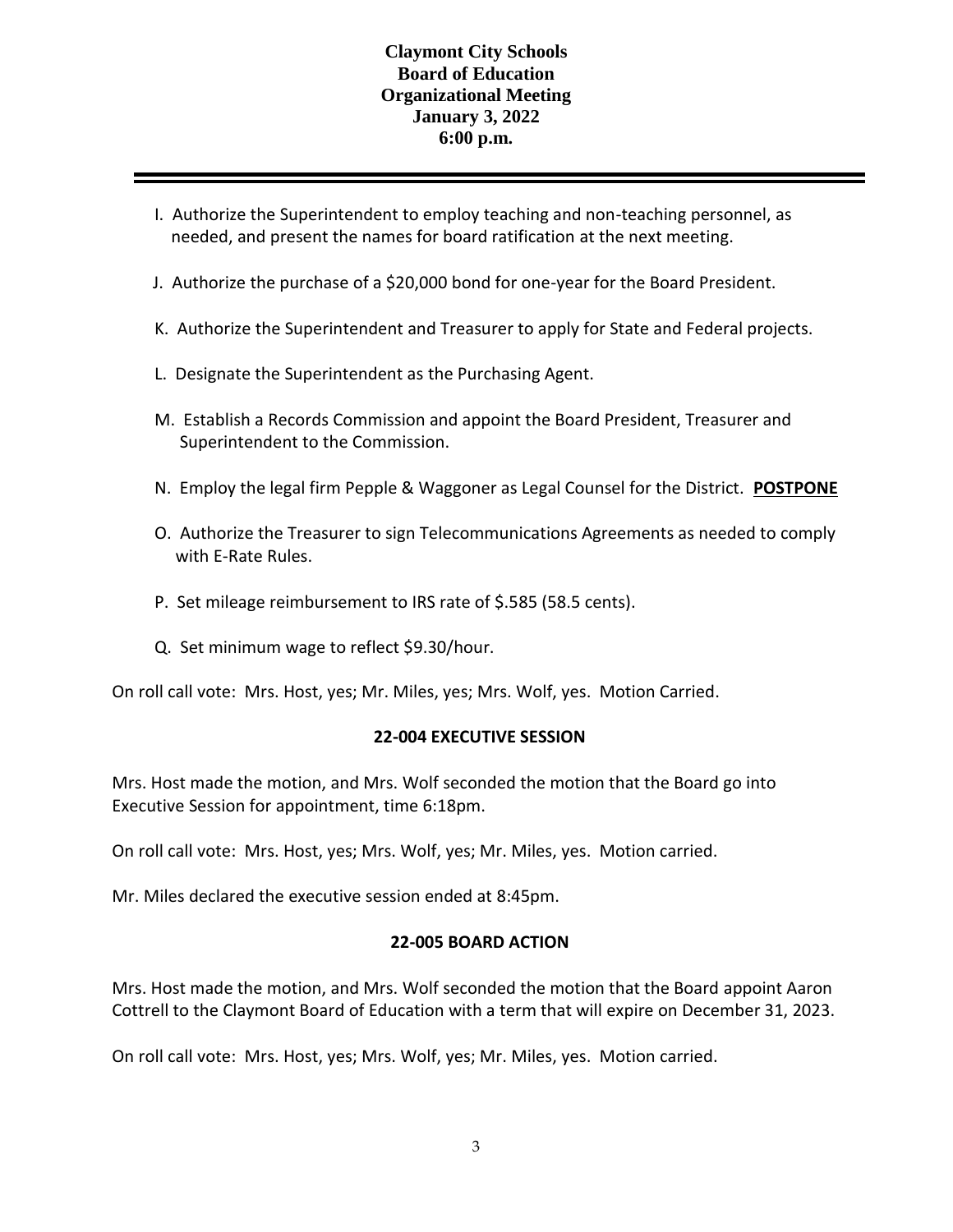# Claymont City Schools
## Board of Education
## Organizational Meeting
## January 3, 2022
## 6:00 p.m.

---

I. Authorize the Superintendent to employ teaching and non-teaching personnel, as needed, and present the names for board ratification at the next meeting.

J. Authorize the purchase of a $20,000 bond for one-year for the Board President.

K. Authorize the Superintendent and Treasurer to apply for State and Federal projects.

L. Designate the Superintendent as the Purchasing Agent.

M. Establish a Records Commission and appoint the Board President, Treasurer and Superintendent to the Commission.

N. Employ the legal firm Pepple & Waggoner as Legal Counsel for the District. **POSTPONE**

O. Authorize the Treasurer to sign Telecommunications Agreements as needed to comply with E-Rate Rules.

P. Set mileage reimbursement to IRS rate of $.585 (58.5 cents).

Q. Set minimum wage to reflect $9.30/hour.

On roll call vote: Mrs. Host, yes; Mr. Miles, yes; Mrs. Wolf, yes. Motion Carried.

**22-004 EXECUTIVE SESSION**

Mrs. Host made the motion, and Mrs. Wolf seconded the motion that the Board go into Executive Session for appointment, time 6:18pm.

On roll call vote: Mrs. Host, yes; Mrs. Wolf, yes; Mr. Miles, yes. Motion carried.

Mr. Miles declared the executive session ended at 8:45pm.

**22-005 BOARD ACTION**

Mrs. Host made the motion, and Mrs. Wolf seconded the motion that the Board appoint Aaron Cottrell to the Claymont Board of Education with a term that will expire on December 31, 2023.

On roll call vote: Mrs. Host, yes; Mrs. Wolf, yes; Mr. Miles, yes. Motion carried.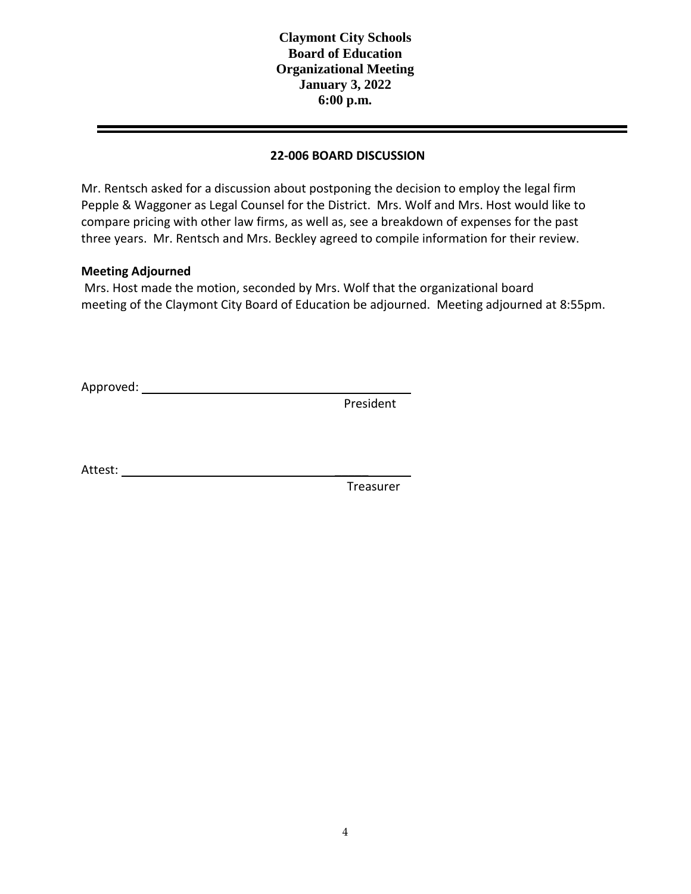**Claymont City Schools**
**Board of Education**
**Organizational Meeting**
**January 3, 2022**
**6:00 p.m.**

---

## 22-006 BOARD DISCUSSION

Mr. Rentsch asked for a discussion about postponing the decision to employ the legal firm Pepple & Waggoner as Legal Counsel for the District. Mrs. Wolf and Mrs. Host would like to compare pricing with other law firms, as well as, see a breakdown of expenses for the past three years. Mr. Rentsch and Mrs. Beckley agreed to compile information for their review.

**Meeting Adjourned**

Mrs. Host made the motion, seconded by Mrs. Wolf that the organizational board meeting of the Claymont City Board of Education be adjourned. Meeting adjourned at 8:55pm.

Approved: ________________________________________
President

Attest: ________________________________________
Treasurer